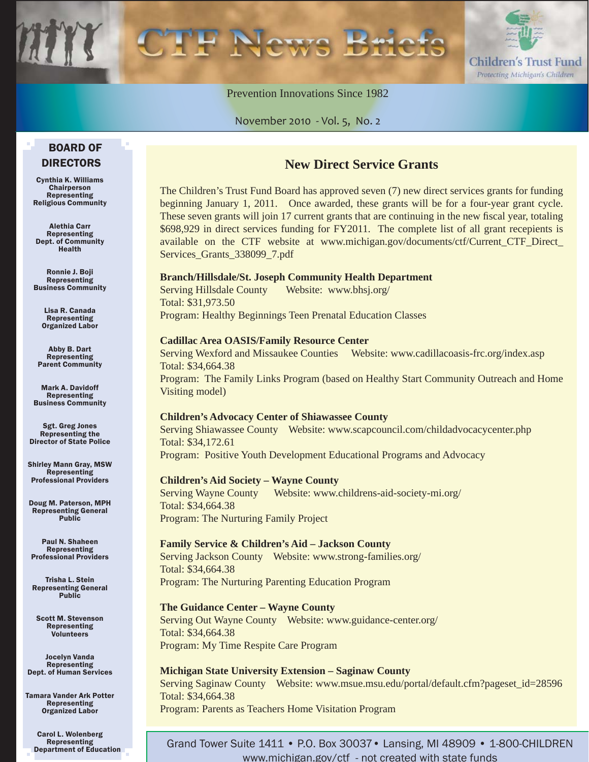# CTF News Briefs

Children's Trust Fund
*Protecting Michigan's Children*

Prevention Innovations Since 1982

November 2010 - Vol. 5, No. 2

## BOARD OF DIRECTORS

**Cynthia K. Williams**
**Chairperson**
**Representing**
**Religious Community**

**Alethia Carr**
**Representing**
**Dept. of Community Health**

**Ronnie J. Boji**
**Representing**
**Business Community**

**Lisa R. Canada**
**Representing**
**Organized Labor**

**Abby B. Dart**
**Representing**
**Parent Community**

**Mark A. Davidoff**
**Representing**
**Business Community**

**Sgt. Greg Jones**
**Representing the Director of State Police**

**Shirley Mann Gray, MSW**
**Representing**
**Professional Providers**

**Doug M. Paterson, MPH**
**Representing General Public**

**Paul N. Shaheen**
**Representing**
**Professional Providers**

**Trisha L. Stein**
**Representing General Public**

**Scott M. Stevenson**
**Representing**
**Volunteers**

**Jocelyn Vanda**
**Representing**
**Dept. of Human Services**

**Tamara Vander Ark Potter**
**Representing**
**Organized Labor**

**Carol L. Wolenberg**
**Representing**
**Department of Education**

## New Direct Service Grants

The Children's Trust Fund Board has approved seven (7) new direct services grants for funding beginning January 1, 2011. Once awarded, these grants will be for a four-year grant cycle. These seven grants will join 17 current grants that are continuing in the new fiscal year, totaling $698,929 in direct services funding for FY2011. The complete list of all grant recepients is available on the CTF website at www.michigan.gov/documents/ctf/Current_CTF_Direct_Services_Grants_338099_7.pdf

**Branch/Hillsdale/St. Joseph Community Health Department**
Serving Hillsdale County Website: www.bhsj.org/
Total: $31,973.50
Program: Healthy Beginnings Teen Prenatal Education Classes

**Cadillac Area OASIS/Family Resource Center**
Serving Wexford and Missaukee Counties Website: www.cadillacoasis-frc.org/index.asp
Total: $34,664.38
Program: The Family Links Program (based on Healthy Start Community Outreach and Home Visiting model)

**Children's Advocacy Center of Shiawassee County**
Serving Shiawassee County Website: www.scapcouncil.com/childadvocacycenter.php
Total: $34,172.61
Program: Positive Youth Development Educational Programs and Advocacy

**Children's Aid Society – Wayne County**
Serving Wayne County Website: www.childrens-aid-society-mi.org/
Total: $34,664.38
Program: The Nurturing Family Project

**Family Service & Children's Aid – Jackson County**
Serving Jackson County Website: www.strong-families.org/
Total: $34,664.38
Program: The Nurturing Parenting Education Program

**The Guidance Center – Wayne County**
Serving Out Wayne County Website: www.guidance-center.org/
Total: $34,664.38
Program: My Time Respite Care Program

**Michigan State University Extension – Saginaw County**
Serving Saginaw County Website: www.msue.msu.edu/portal/default.cfm?pageset_id=28596
Total: $34,664.38
Program: Parents as Teachers Home Visitation Program

Grand Tower Suite 1411 • P.O. Box 30037 • Lansing, MI 48909 • 1-800-CHILDREN
www.michigan.gov/ctf - not created with state funds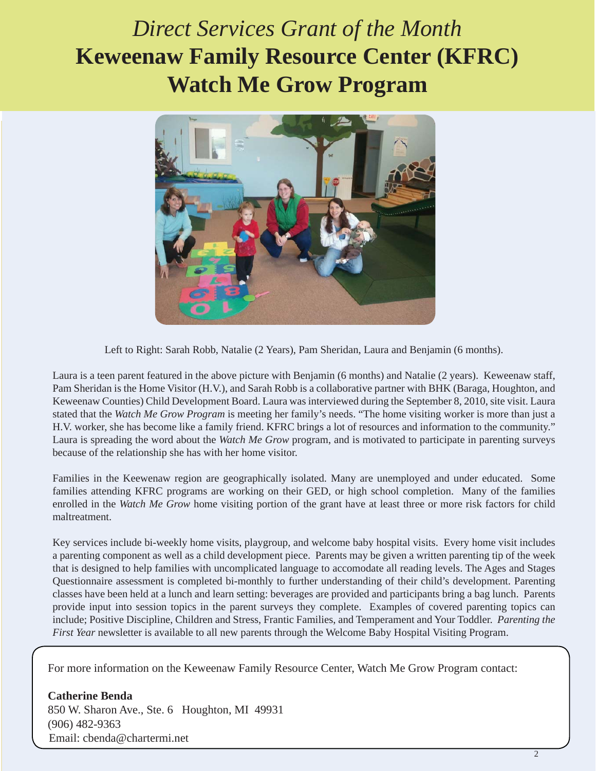# *Direct Services Grant of the Month*
# Keweenaw Family Resource Center (KFRC)
# Watch Me Grow Program

Left to Right: Sarah Robb, Natalie (2 Years), Pam Sheridan, Laura and Benjamin (6 months).

Laura is a teen parent featured in the above picture with Benjamin (6 months) and Natalie (2 years). Keweenaw staff, Pam Sheridan is the Home Visitor (H.V.), and Sarah Robb is a collaborative partner with BHK (Baraga, Houghton, and Keweenaw Counties) Child Development Board. Laura was interviewed during the September 8, 2010, site visit. Laura stated that the *Watch Me Grow Program* is meeting her family's needs. "The home visiting worker is more than just a H.V. worker, she has become like a family friend. KFRC brings a lot of resources and information to the community." Laura is spreading the word about the *Watch Me Grow* program, and is motivated to participate in parenting surveys because of the relationship she has with her home visitor.

Families in the Keewenaw region are geographically isolated. Many are unemployed and under educated. Some families attending KFRC programs are working on their GED, or high school completion. Many of the families enrolled in the *Watch Me Grow* home visiting portion of the grant have at least three or more risk factors for child maltreatment.

Key services include bi-weekly home visits, playgroup, and welcome baby hospital visits. Every home visit includes a parenting component as well as a child development piece. Parents may be given a written parenting tip of the week that is designed to help families with uncomplicated language to accomodate all reading levels. The Ages and Stages Questionnaire assessment is completed bi-monthly to further understanding of their child's development. Parenting classes have been held at a lunch and learn setting: beverages are provided and participants bring a bag lunch. Parents provide input into session topics in the parent surveys they complete. Examples of covered parenting topics can include; Positive Discipline, Children and Stress, Frantic Families, and Temperament and Your Toddler. *Parenting the First Year* newsletter is available to all new parents through the Welcome Baby Hospital Visiting Program.

For more information on the Keweenaw Family Resource Center, Watch Me Grow Program contact:

**Catherine Benda**
850 W. Sharon Ave., Ste. 6 Houghton, MI 49931
(906) 482-9363
Email: cbenda@chartermi.net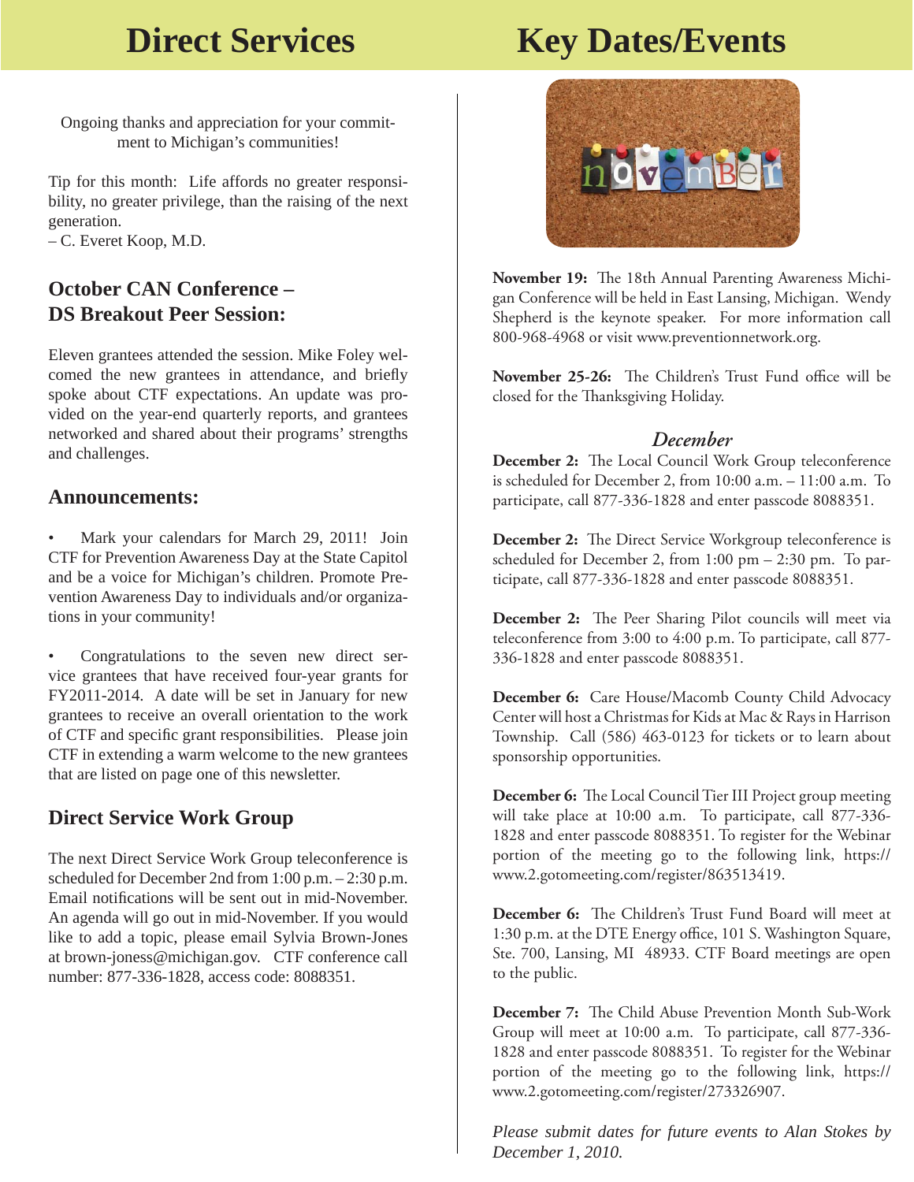# Direct Services

Ongoing thanks and appreciation for your commitment to Michigan's communities!

Tip for this month: Life affords no greater responsibility, no greater privilege, than the raising of the next generation.
– C. Everet Koop, M.D.

## October CAN Conference – DS Breakout Peer Session:

Eleven grantees attended the session. Mike Foley welcomed the new grantees in attendance, and briefly spoke about CTF expectations. An update was provided on the year-end quarterly reports, and grantees networked and shared about their programs' strengths and challenges.

## Announcements:

- Mark your calendars for March 29, 2011! Join CTF for Prevention Awareness Day at the State Capitol and be a voice for Michigan's children. Promote Prevention Awareness Day to individuals and/or organizations in your community!

- Congratulations to the seven new direct service grantees that have received four-year grants for FY2011-2014. A date will be set in January for new grantees to receive an overall orientation to the work of CTF and specific grant responsibilities. Please join CTF in extending a warm welcome to the new grantees that are listed on page one of this newsletter.

## Direct Service Work Group

The next Direct Service Work Group teleconference is scheduled for December 2nd from 1:00 p.m. – 2:30 p.m. Email notifications will be sent out in mid-November. An agenda will go out in mid-November. If you would like to add a topic, please email Sylvia Brown-Jones at brown-joness@michigan.gov. CTF conference call number: 877-336-1828, access code: 8088351.

# Key Dates/Events

**November 19:** The 18th Annual Parenting Awareness Michigan Conference will be held in East Lansing, Michigan. Wendy Shepherd is the keynote speaker. For more information call 800-968-4968 or visit www.preventionnetwork.org.

**November 25-26:** The Children's Trust Fund office will be closed for the Thanksgiving Holiday.

*December*

**December 2:** The Local Council Work Group teleconference is scheduled for December 2, from 10:00 a.m. – 11:00 a.m. To participate, call 877-336-1828 and enter passcode 8088351.

**December 2:** The Direct Service Workgroup teleconference is scheduled for December 2, from 1:00 pm – 2:30 pm. To participate, call 877-336-1828 and enter passcode 8088351.

**December 2:** The Peer Sharing Pilot councils will meet via teleconference from 3:00 to 4:00 p.m. To participate, call 877-336-1828 and enter passcode 8088351.

**December 6:** Care House/Macomb County Child Advocacy Center will host a Christmas for Kids at Mac & Rays in Harrison Township. Call (586) 463-0123 for tickets or to learn about sponsorship opportunities.

**December 6:** The Local Council Tier III Project group meeting will take place at 10:00 a.m. To participate, call 877-336-1828 and enter passcode 8088351. To register for the Webinar portion of the meeting go to the following link, https://www.2.gotomeeting.com/register/863513419.

**December 6:** The Children's Trust Fund Board will meet at 1:30 p.m. at the DTE Energy office, 101 S. Washington Square, Ste. 700, Lansing, MI 48933. CTF Board meetings are open to the public.

**December 7:** The Child Abuse Prevention Month Sub-Work Group will meet at 10:00 a.m. To participate, call 877-336-1828 and enter passcode 8088351. To register for the Webinar portion of the meeting go to the following link, https://www.2.gotomeeting.com/register/273326907.

*Please submit dates for future events to Alan Stokes by December 1, 2010.*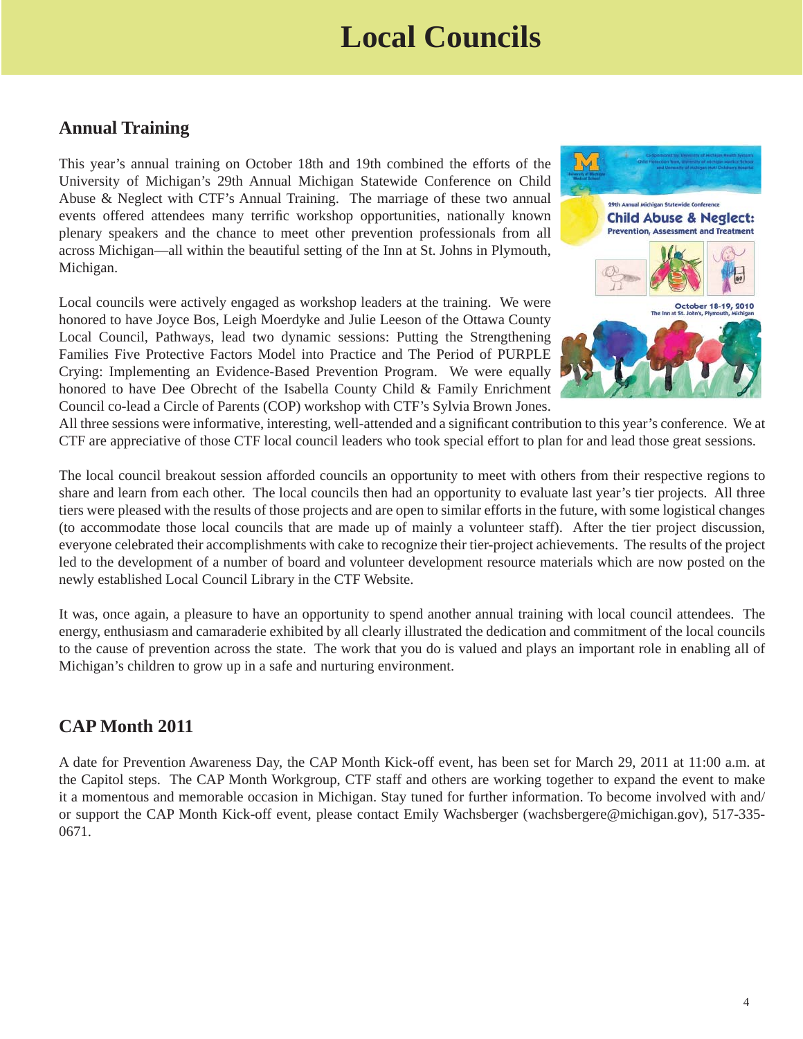# Local Councils

## Annual Training

This year's annual training on October 18th and 19th combined the efforts of the University of Michigan's 29th Annual Michigan Statewide Conference on Child Abuse & Neglect with CTF's Annual Training. The marriage of these two annual events offered attendees many terrific workshop opportunities, nationally known plenary speakers and the chance to meet other prevention professionals from all across Michigan—all within the beautiful setting of the Inn at St. Johns in Plymouth, Michigan.

Local councils were actively engaged as workshop leaders at the training. We were honored to have Joyce Bos, Leigh Moerdyke and Julie Leeson of the Ottawa County Local Council, Pathways, lead two dynamic sessions: Putting the Strengthening Families Five Protective Factors Model into Practice and The Period of PURPLE Crying: Implementing an Evidence-Based Prevention Program. We were equally honored to have Dee Obrecht of the Isabella County Child & Family Enrichment Council co-lead a Circle of Parents (COP) workshop with CTF's Sylvia Brown Jones. All three sessions were informative, interesting, well-attended and a significant contribution to this year's conference. We at CTF are appreciative of those CTF local council leaders who took special effort to plan for and lead those great sessions.

The local council breakout session afforded councils an opportunity to meet with others from their respective regions to share and learn from each other. The local councils then had an opportunity to evaluate last year's tier projects. All three tiers were pleased with the results of those projects and are open to similar efforts in the future, with some logistical changes (to accommodate those local councils that are made up of mainly a volunteer staff). After the tier project discussion, everyone celebrated their accomplishments with cake to recognize their tier-project achievements. The results of the project led to the development of a number of board and volunteer development resource materials which are now posted on the newly established Local Council Library in the CTF Website.

It was, once again, a pleasure to have an opportunity to spend another annual training with local council attendees. The energy, enthusiasm and camaraderie exhibited by all clearly illustrated the dedication and commitment of the local councils to the cause of prevention across the state. The work that you do is valued and plays an important role in enabling all of Michigan's children to grow up in a safe and nurturing environment.

## CAP Month 2011

A date for Prevention Awareness Day, the CAP Month Kick-off event, has been set for March 29, 2011 at 11:00 a.m. at the Capitol steps. The CAP Month Workgroup, CTF staff and others are working together to expand the event to make it a momentous and memorable occasion in Michigan. Stay tuned for further information. To become involved with and/or support the CAP Month Kick-off event, please contact Emily Wachsberger (wachsbergere@michigan.gov), 517-335-0671.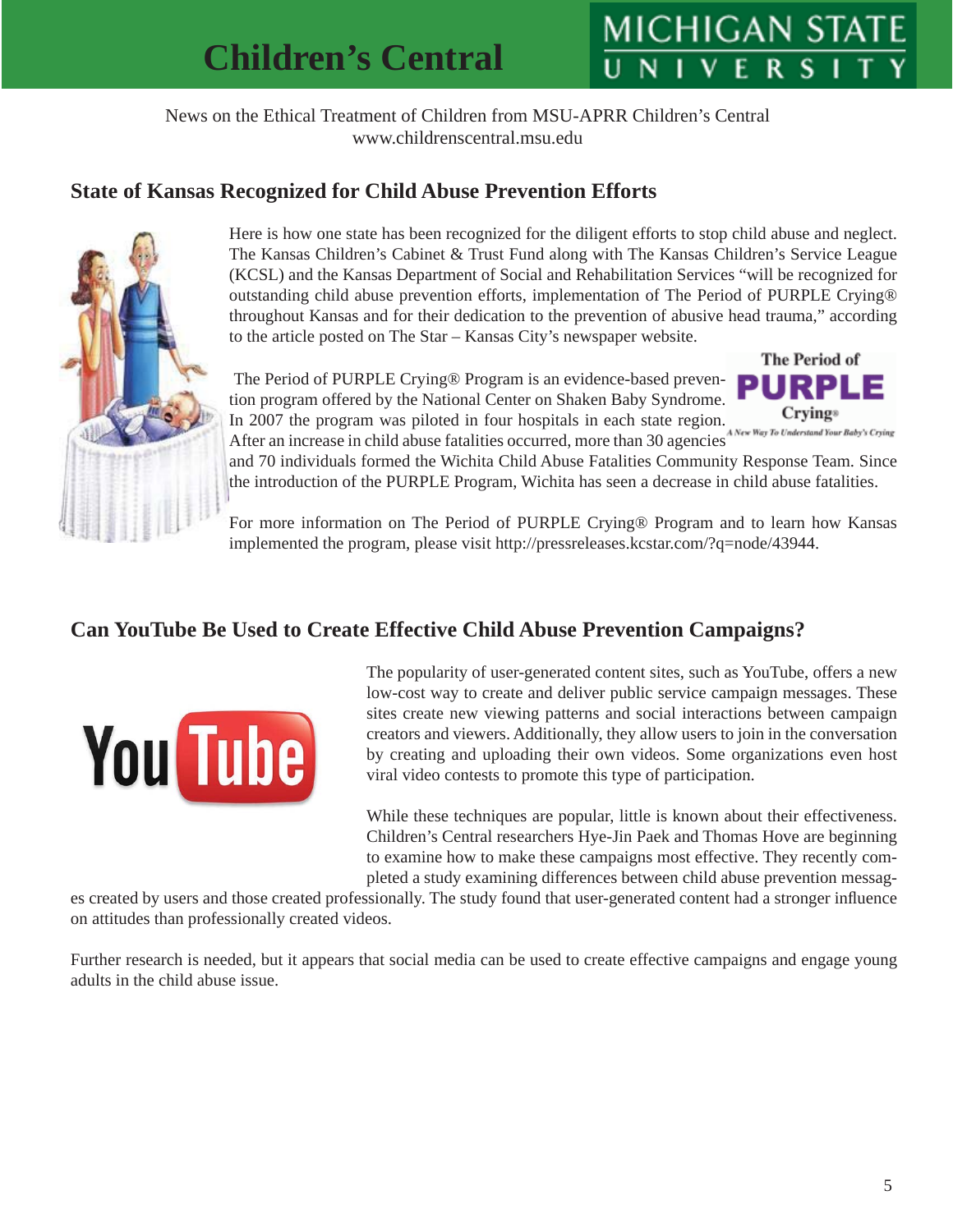# Children's Central

News on the Ethical Treatment of Children from MSU-APRR Children's Central
www.childrenscentral.msu.edu

## State of Kansas Recognized for Child Abuse Prevention Efforts

Here is how one state has been recognized for the diligent efforts to stop child abuse and neglect. The Kansas Children's Cabinet & Trust Fund along with The Kansas Children's Service League (KCSL) and the Kansas Department of Social and Rehabilitation Services "will be recognized for outstanding child abuse prevention efforts, implementation of The Period of PURPLE Crying® throughout Kansas and for their dedication to the prevention of abusive head trauma," according to the article posted on The Star – Kansas City's newspaper website.

The Period of PURPLE Crying® Program is an evidence-based prevention program offered by the National Center on Shaken Baby Syndrome. In 2007 the program was piloted in four hospitals in each state region. After an increase in child abuse fatalities occurred, more than 30 agencies and 70 individuals formed the Wichita Child Abuse Fatalities Community Response Team. Since the introduction of the PURPLE Program, Wichita has seen a decrease in child abuse fatalities.

For more information on The Period of PURPLE Crying® Program and to learn how Kansas implemented the program, please visit http://pressreleases.kcstar.com/?q=node/43944.

## Can YouTube Be Used to Create Effective Child Abuse Prevention Campaigns?

The popularity of user-generated content sites, such as YouTube, offers a new low-cost way to create and deliver public service campaign messages. These sites create new viewing patterns and social interactions between campaign creators and viewers. Additionally, they allow users to join in the conversation by creating and uploading their own videos. Some organizations even host viral video contests to promote this type of participation.

While these techniques are popular, little is known about their effectiveness. Children's Central researchers Hye-Jin Paek and Thomas Hove are beginning to examine how to make these campaigns most effective. They recently completed a study examining differences between child abuse prevention messages created by users and those created professionally. The study found that user-generated content had a stronger influence on attitudes than professionally created videos.

Further research is needed, but it appears that social media can be used to create effective campaigns and engage young adults in the child abuse issue.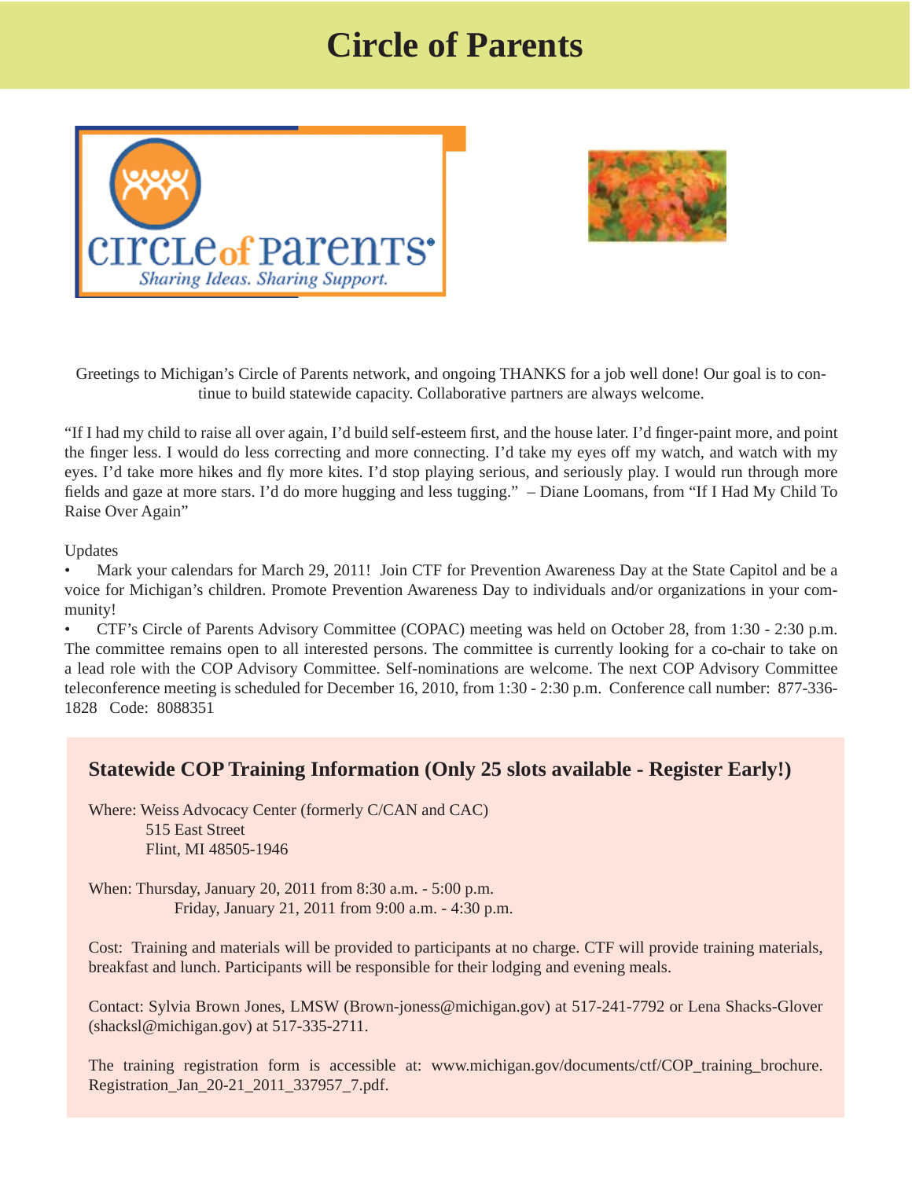# Circle of Parents

Greetings to Michigan's Circle of Parents network, and ongoing THANKS for a job well done! Our goal is to continue to build statewide capacity. Collaborative partners are always welcome.

"If I had my child to raise all over again, I'd build self-esteem first, and the house later. I'd finger-paint more, and point the finger less. I would do less correcting and more connecting. I'd take my eyes off my watch, and watch with my eyes. I'd take more hikes and fly more kites. I'd stop playing serious, and seriously play. I would run through more fields and gaze at more stars. I'd do more hugging and less tugging." – Diane Loomans, from "If I Had My Child To Raise Over Again"

Updates

- Mark your calendars for March 29, 2011! Join CTF for Prevention Awareness Day at the State Capitol and be a voice for Michigan's children. Promote Prevention Awareness Day to individuals and/or organizations in your community!
- CTF's Circle of Parents Advisory Committee (COPAC) meeting was held on October 28, from 1:30 - 2:30 p.m. The committee remains open to all interested persons. The committee is currently looking for a co-chair to take on a lead role with the COP Advisory Committee. Self-nominations are welcome. The next COP Advisory Committee teleconference meeting is scheduled for December 16, 2010, from 1:30 - 2:30 p.m. Conference call number: 877-336-1828 Code: 8088351

## Statewide COP Training Information (Only 25 slots available - Register Early!)

Where: Weiss Advocacy Center (formerly C/CAN and CAC)
515 East Street
Flint, MI 48505-1946

When: Thursday, January 20, 2011 from 8:30 a.m. - 5:00 p.m.
Friday, January 21, 2011 from 9:00 a.m. - 4:30 p.m.

Cost: Training and materials will be provided to participants at no charge. CTF will provide training materials, breakfast and lunch. Participants will be responsible for their lodging and evening meals.

Contact: Sylvia Brown Jones, LMSW (Brown-joness@michigan.gov) at 517-241-7792 or Lena Shacks-Glover (shacksl@michigan.gov) at 517-335-2711.

The training registration form is accessible at: www.michigan.gov/documents/ctf/COP_training_brochure.Registration_Jan_20-21_2011_337957_7.pdf.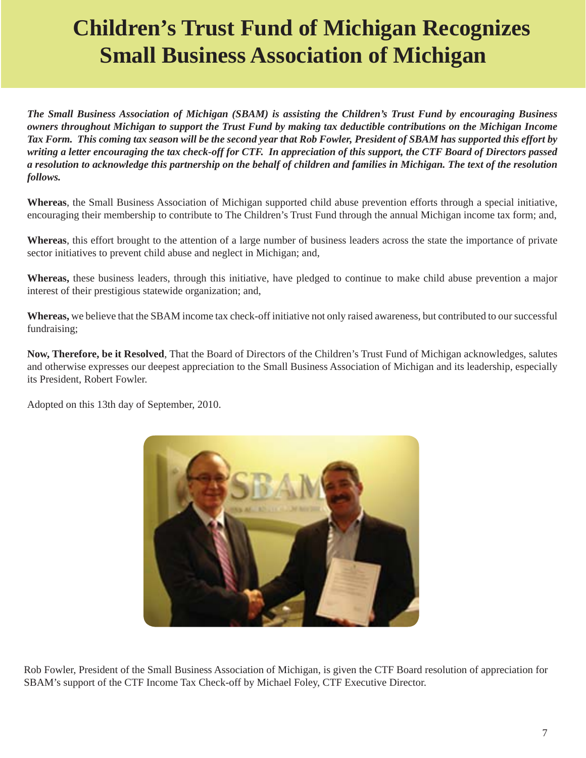# Children's Trust Fund of Michigan Recognizes Small Business Association of Michigan

***The Small Business Association of Michigan (SBAM) is assisting the Children's Trust Fund by encouraging Business owners throughout Michigan to support the Trust Fund by making tax deductible contributions on the Michigan Income Tax Form. This coming tax season will be the second year that Rob Fowler, President of SBAM has supported this effort by writing a letter encouraging the tax check-off for CTF. In appreciation of this support, the CTF Board of Directors passed a resolution to acknowledge this partnership on the behalf of children and families in Michigan. The text of the resolution follows.***

**Whereas**, the Small Business Association of Michigan supported child abuse prevention efforts through a special initiative, encouraging their membership to contribute to The Children's Trust Fund through the annual Michigan income tax form; and,

**Whereas**, this effort brought to the attention of a large number of business leaders across the state the importance of private sector initiatives to prevent child abuse and neglect in Michigan; and,

**Whereas,** these business leaders, through this initiative, have pledged to continue to make child abuse prevention a major interest of their prestigious statewide organization; and,

**Whereas,** we believe that the SBAM income tax check-off initiative not only raised awareness, but contributed to our successful fundraising;

**Now, Therefore, be it Resolved**, That the Board of Directors of the Children's Trust Fund of Michigan acknowledges, salutes and otherwise expresses our deepest appreciation to the Small Business Association of Michigan and its leadership, especially its President, Robert Fowler.

Adopted on this 13th day of September, 2010.

Rob Fowler, President of the Small Business Association of Michigan, is given the CTF Board resolution of appreciation for SBAM's support of the CTF Income Tax Check-off by Michael Foley, CTF Executive Director.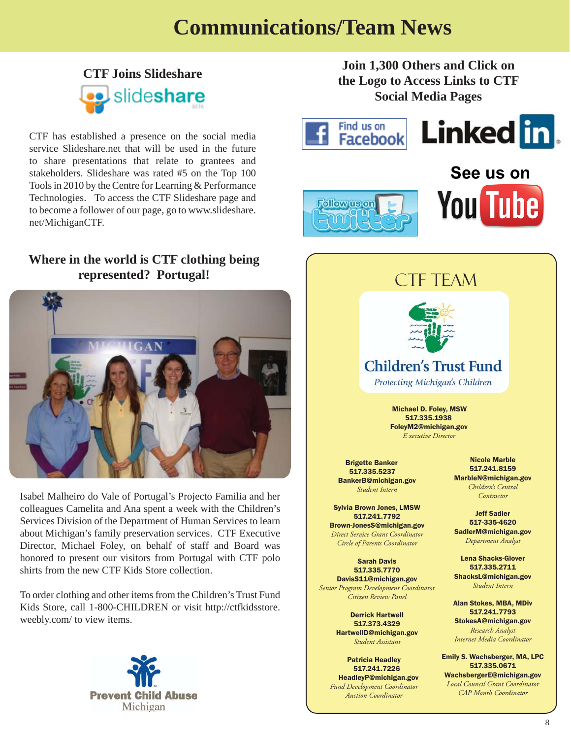# Communications/Team News

## CTF Joins Slideshare

CTF has established a presence on the social media service Slideshare.net that will be used in the future to share presentations that relate to grantees and stakeholders. Slideshare was rated #5 on the Top 100 Tools in 2010 by the Centre for Learning & Performance Technologies. To access the CTF Slideshare page and to become a follower of our page, go to www.slideshare.net/MichiganCTF.

## Where in the world is CTF clothing being represented? Portugal!

Isabel Malheiro do Vale of Portugal's Projecto Familia and her colleagues Camelita and Ana spent a week with the Children's Services Division of the Department of Human Services to learn about Michigan's family preservation services. CTF Executive Director, Michael Foley, on behalf of staff and Board was honored to present our visitors from Portugal with CTF polo shirts from the new CTF Kids Store collection.

To order clothing and other items from the Children's Trust Fund Kids Store, call 1-800-CHILDREN or visit http://ctfkidsstore.weebly.com/ to view items.

Prevent Child Abuse Michigan

## Join 1,300 Others and Click on the Logo to Access Links to CTF Social Media Pages

Find us on Facebook

LinkedIn

Follow us on Twitter

See us on YouTube

## CTF TEAM

**Children's Trust Fund**
*Protecting Michigan's Children*

**Michael D. Foley, MSW**
**517.335.1938**
**FoleyM2@michigan.gov**
*Executive Director*

**Brigette Banker**
**517.335.5237**
**BankerB@michigan.gov**
*Student Intern*

**Sylvia Brown Jones, LMSW**
**517.241.7792**
**Brown-JonesS@michigan.gov**
*Direct Service Grant Coordinator*
*Circle of Parents Coordinator*

**Sarah Davis**
**517.335.7770**
**DavisS11@michigan.gov**
*Senior Program Development Coordinator*
*Citizen Review Panel*

**Derrick Hartwell**
**517.373.4329**
**HartwellD@michigan.gov**
*Student Assistant*

**Patricia Headley**
**517.241.7226**
**HeadleyP@michigan.gov**
*Fund Development Coordinator*
*Auction Coordinator*

**Nicole Marble**
**517.241.8159**
**MarbleN@michigan.gov**
*Children's Central Contractor*

**Jeff Sadler**
**517-335-4620**
**SadlerM@michigan.gov**
*Department Analyst*

**Lena Shacks-Glover**
**517.335.2711**
**ShacksL@michigan.gov**
*Student Intern*

**Alan Stokes, MBA, MDiv**
**517.241.7793**
**StokesA@michigan.gov**
*Research Analyst*
*Internet Media Coordinator*

**Emily S. Wachsberger, MA, LPC**
**517.335.0671**
**WachsbergerE@michigan.gov**
*Local Council Grant Coordinator*
*CAP Month Coordinator*